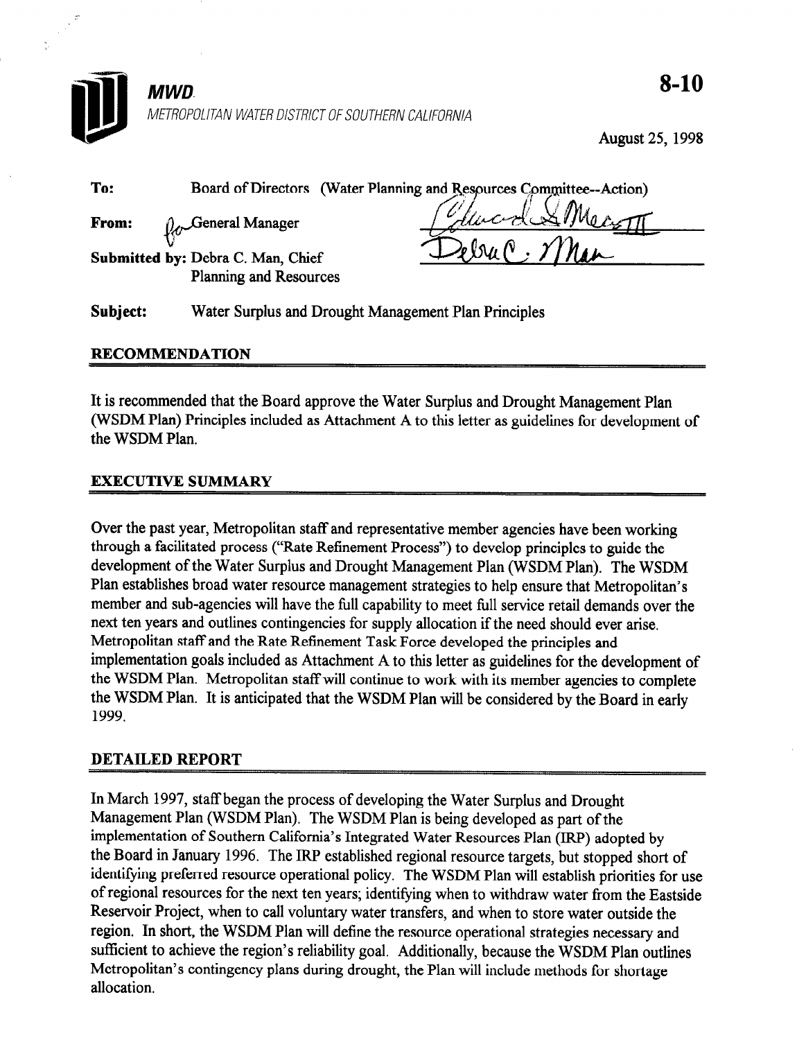**MWD**

METROPOLITAN WATER DISTRICT OF SOUTHERN CALIFORNIA

**8-10**

August 25, 1998

**To:** Board of Directors (Water Planning and Resources Committee--Action)

**From:** for General Manager

**Submitted by:** Debra C. Man, Chief Planning and Resources

**Subject:** Water Surplus and Drought Management Plan Principles

## RECOMMENDATION

It is recommended that the Board approve the Water Surplus and Drought Management Plan (WSDM Plan) Principles included as Attachment A to this letter as guidelines for development of the WSDM Plan.

## EXECUTIVE SUMMARY

Over the past year, Metropolitan staff and representative member agencies have been working through a facilitated process ("Rate Refinement Process") to develop principles to guide the development of the Water Surplus and Drought Management Plan (WSDM Plan). The WSDM Plan establishes broad water resource management strategies to help ensure that Metropolitan's member and sub-agencies will have the full capability to meet full service retail demands over the next ten years and outlines contingencies for supply allocation if the need should ever arise. Metropolitan staff and the Rate Refinement Task Force developed the principles and implementation goals included as Attachment A to this letter as guidelines for the development of the WSDM Plan. Metropolitan staff will continue to work with its member agencies to complete the WSDM Plan. It is anticipated that the WSDM Plan will be considered by the Board in early 1999.

## DETAILED REPORT

In March 1997, staff began the process of developing the Water Surplus and Drought Management Plan (WSDM Plan). The WSDM Plan is being developed as part of the implementation of Southern California's Integrated Water Resources Plan (IRP) adopted by the Board in January 1996. The IRP established regional resource targets, but stopped short of identifying preferred resource operational policy. The WSDM Plan will establish priorities for use of regional resources for the next ten years; identifying when to withdraw water from the Eastside Reservoir Project, when to call voluntary water transfers, and when to store water outside the region. In short, the WSDM Plan will define the resource operational strategies necessary and sufficient to achieve the region's reliability goal. Additionally, because the WSDM Plan outlines Metropolitan's contingency plans during drought, the Plan will include methods for shortage allocation.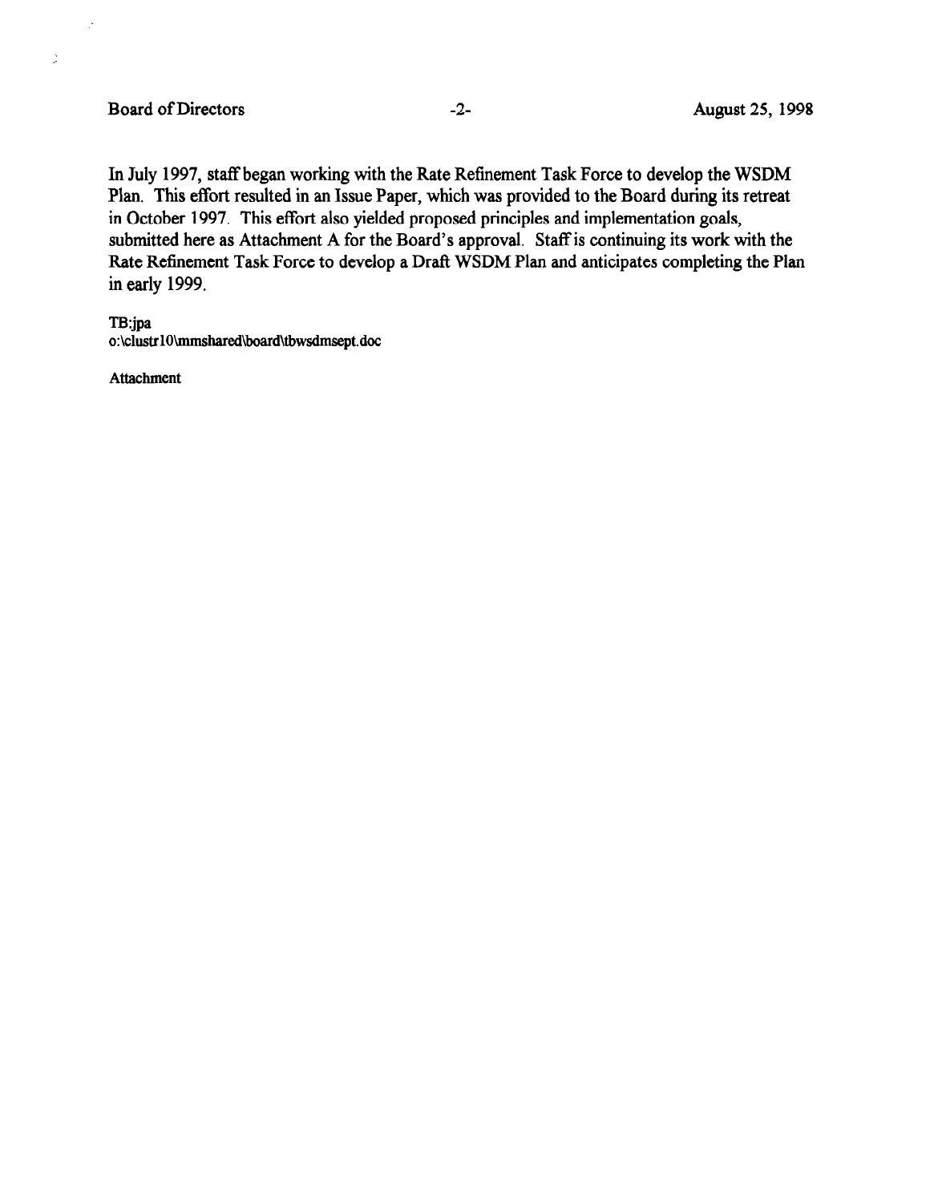In July 1997, staff began working with the Rate Refinement Task Force to develop the WSDM Plan. This effort resulted in an Issue Paper, which was provided to the Board during its retreat in October 1997. This effort also yielded proposed principles and implementation goals, submitted here as Attachment A for the Board's approval. Staff is continuing its work with the Rate Refinement Task Force to develop a Draft WSDM Plan and anticipates completing the Plan in early 1999.

TB:jpa
o:\clustr10\mmshared\board\tbwsdmsept.doc

Attachment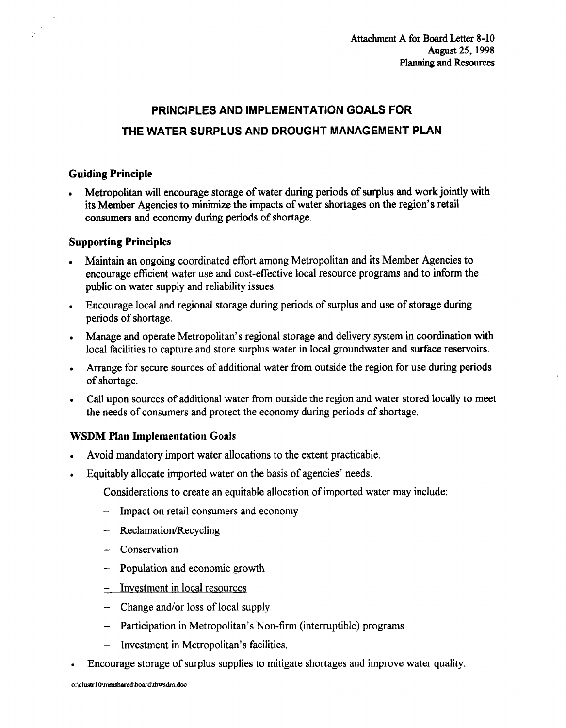Attachment A for Board Letter 8-10
August 25, 1998
Planning and Resources

# PRINCIPLES AND IMPLEMENTATION GOALS FOR THE WATER SURPLUS AND DROUGHT MANAGEMENT PLAN

### Guiding Principle

- Metropolitan will encourage storage of water during periods of surplus and work jointly with its Member Agencies to minimize the impacts of water shortages on the region's retail consumers and economy during periods of shortage.

### Supporting Principles

- Maintain an ongoing coordinated effort among Metropolitan and its Member Agencies to encourage efficient water use and cost-effective local resource programs and to inform the public on water supply and reliability issues.
- Encourage local and regional storage during periods of surplus and use of storage during periods of shortage.
- Manage and operate Metropolitan's regional storage and delivery system in coordination with local facilities to capture and store surplus water in local groundwater and surface reservoirs.
- Arrange for secure sources of additional water from outside the region for use during periods of shortage.
- Call upon sources of additional water from outside the region and water stored locally to meet the needs of consumers and protect the economy during periods of shortage.

### WSDM Plan Implementation Goals

- Avoid mandatory import water allocations to the extent practicable.
- Equitably allocate imported water on the basis of agencies' needs.

  Considerations to create an equitable allocation of imported water may include:

  - Impact on retail consumers and economy
  - Reclamation/Recycling
  - Conservation
  - Population and economic growth
  - Investment in local resources
  - Change and/or loss of local supply
  - Participation in Metropolitan's Non-firm (interruptible) programs
  - Investment in Metropolitan's facilities.
- Encourage storage of surplus supplies to mitigate shortages and improve water quality.

o:\clustr10\mmshared\board\tbwsdm.doc